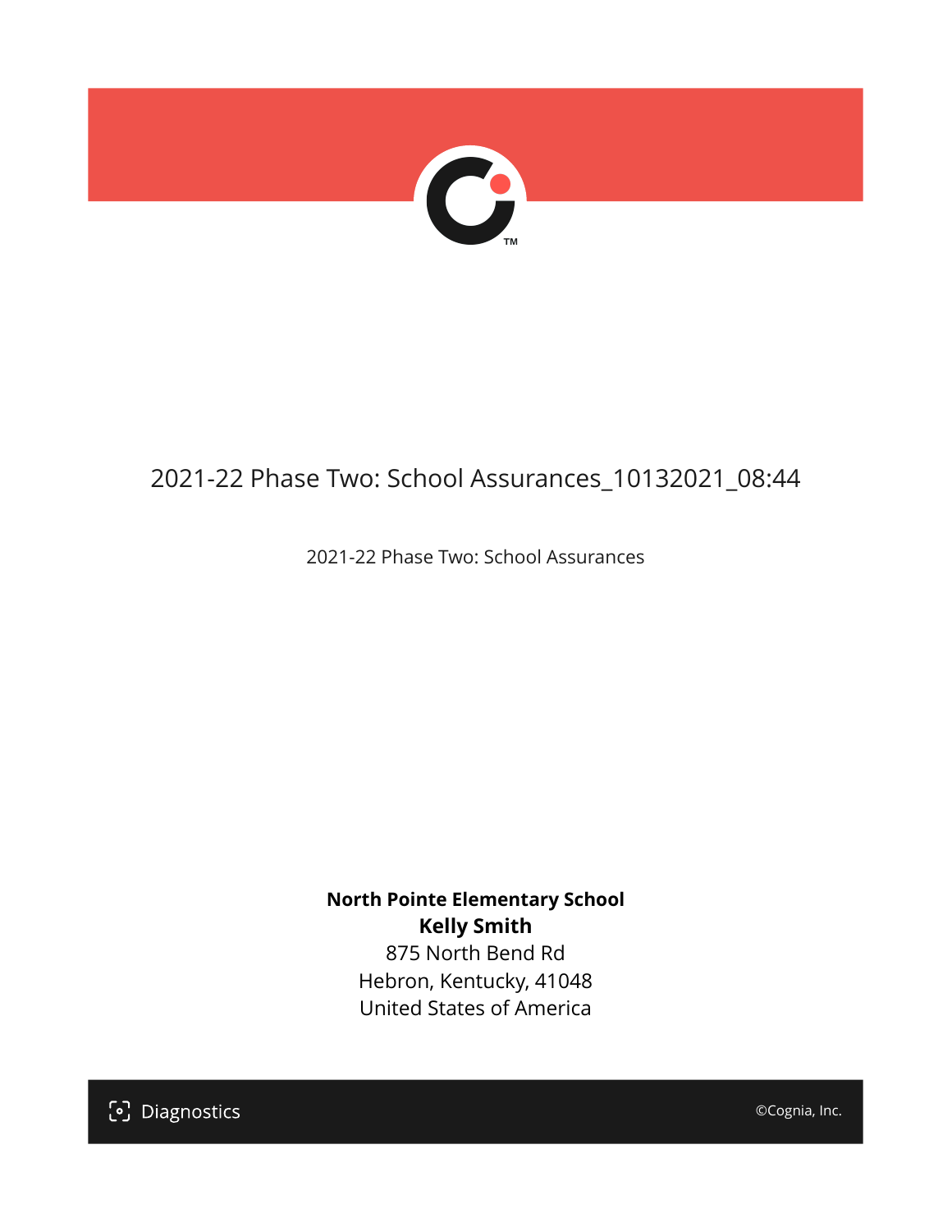# 2021-22 Phase Two: School Assurances_10132021_08:44

2021-22 Phase Two: School Assurances

**North Pointe Elementary School**
**Kelly Smith**
875 North Bend Rd
Hebron, Kentucky, 41048
United States of America

Diagnostics

©Cognia, Inc.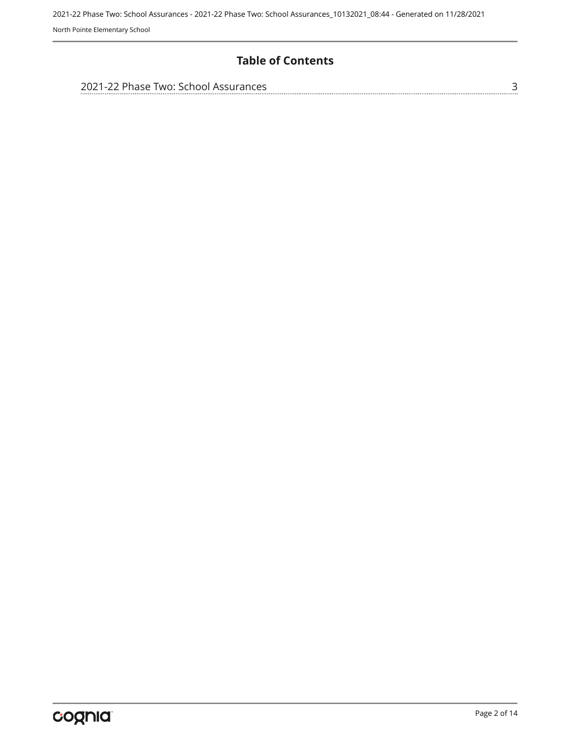## Table of Contents

2021-22 Phase Two: School Assurances ........ 3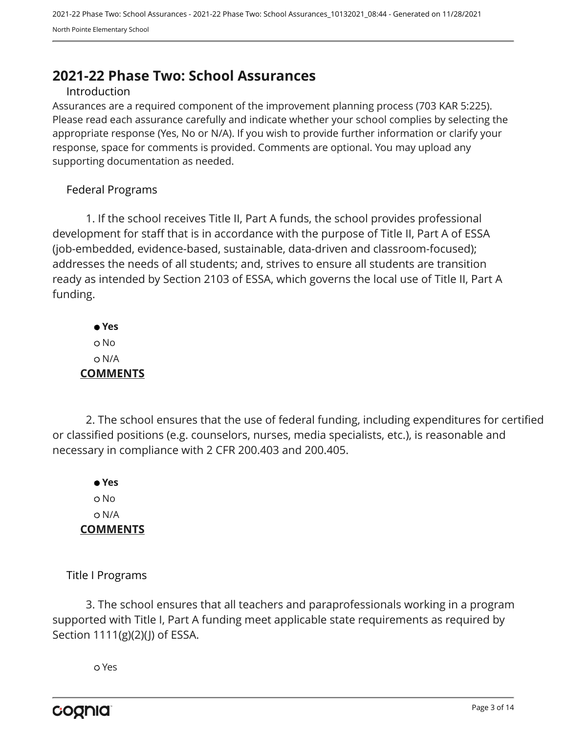# 2021-22 Phase Two: School Assurances

## Introduction

Assurances are a required component of the improvement planning process (703 KAR 5:225). Please read each assurance carefully and indicate whether your school complies by selecting the appropriate response (Yes, No or N/A). If you wish to provide further information or clarify your response, space for comments is provided. Comments are optional. You may upload any supporting documentation as needed.

## Federal Programs

1. If the school receives Title II, Part A funds, the school provides professional development for staff that is in accordance with the purpose of Title II, Part A of ESSA (job-embedded, evidence-based, sustainable, data-driven and classroom-focused); addresses the needs of all students; and, strives to ensure all students are transition ready as intended by Section 2103 of ESSA, which governs the local use of Title II, Part A funding.

- ● **Yes**
- ○ No
- ○ N/A

**COMMENTS**

2. The school ensures that the use of federal funding, including expenditures for certified or classified positions (e.g. counselors, nurses, media specialists, etc.), is reasonable and necessary in compliance with 2 CFR 200.403 and 200.405.

- ● **Yes**
- ○ No
- ○ N/A

**COMMENTS**

## Title I Programs

3. The school ensures that all teachers and paraprofessionals working in a program supported with Title I, Part A funding meet applicable state requirements as required by Section 1111(g)(2)(J) of ESSA.

- ○ Yes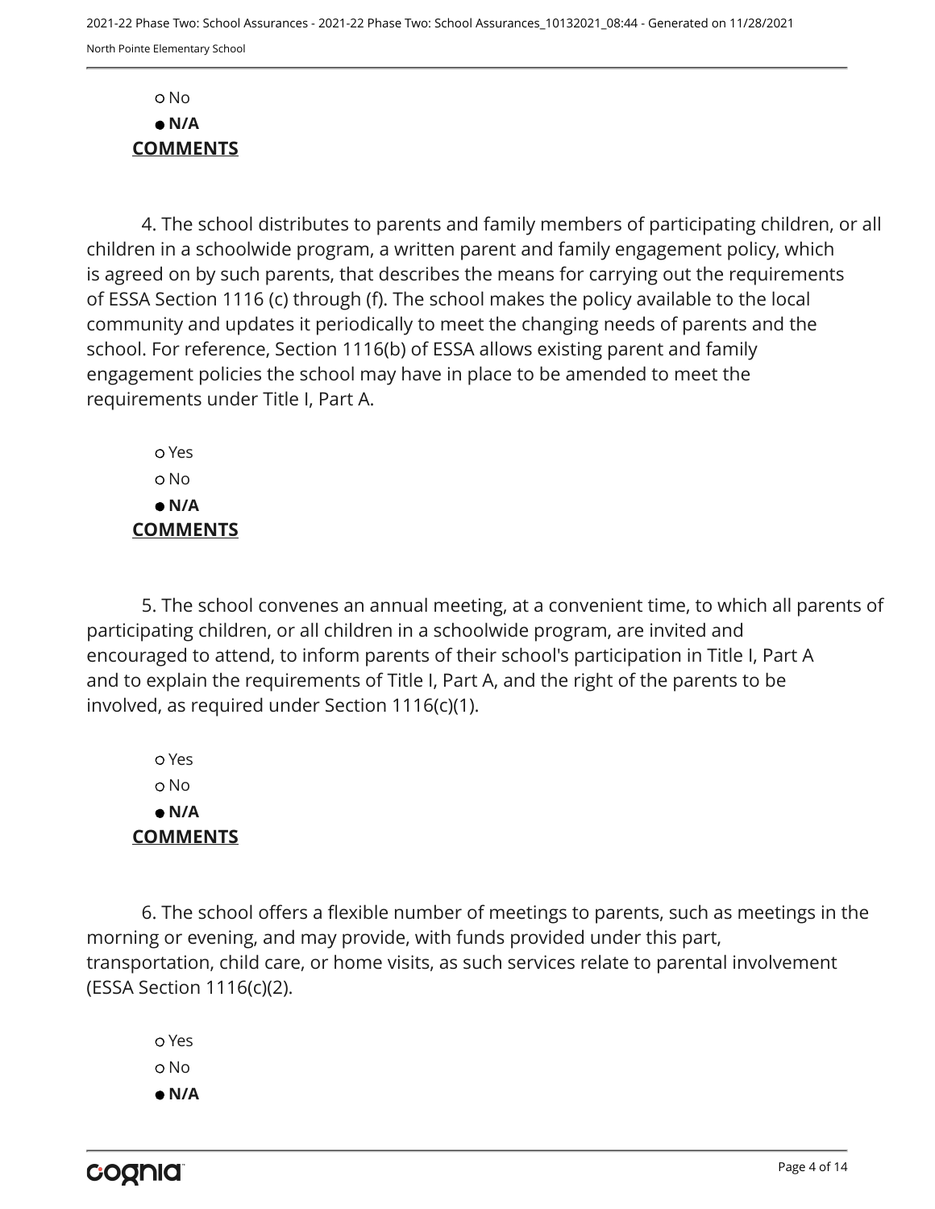○ No

● **N/A**

**COMMENTS**

4. The school distributes to parents and family members of participating children, or all children in a schoolwide program, a written parent and family engagement policy, which is agreed on by such parents, that describes the means for carrying out the requirements of ESSA Section 1116 (c) through (f). The school makes the policy available to the local community and updates it periodically to meet the changing needs of parents and the school. For reference, Section 1116(b) of ESSA allows existing parent and family engagement policies the school may have in place to be amended to meet the requirements under Title I, Part A.

○ Yes

○ No

● **N/A**

**COMMENTS**

5. The school convenes an annual meeting, at a convenient time, to which all parents of participating children, or all children in a schoolwide program, are invited and encouraged to attend, to inform parents of their school's participation in Title I, Part A and to explain the requirements of Title I, Part A, and the right of the parents to be involved, as required under Section 1116(c)(1).

○ Yes

○ No

● **N/A**

**COMMENTS**

6. The school offers a flexible number of meetings to parents, such as meetings in the morning or evening, and may provide, with funds provided under this part, transportation, child care, or home visits, as such services relate to parental involvement (ESSA Section 1116(c)(2).

○ Yes

○ No

● **N/A**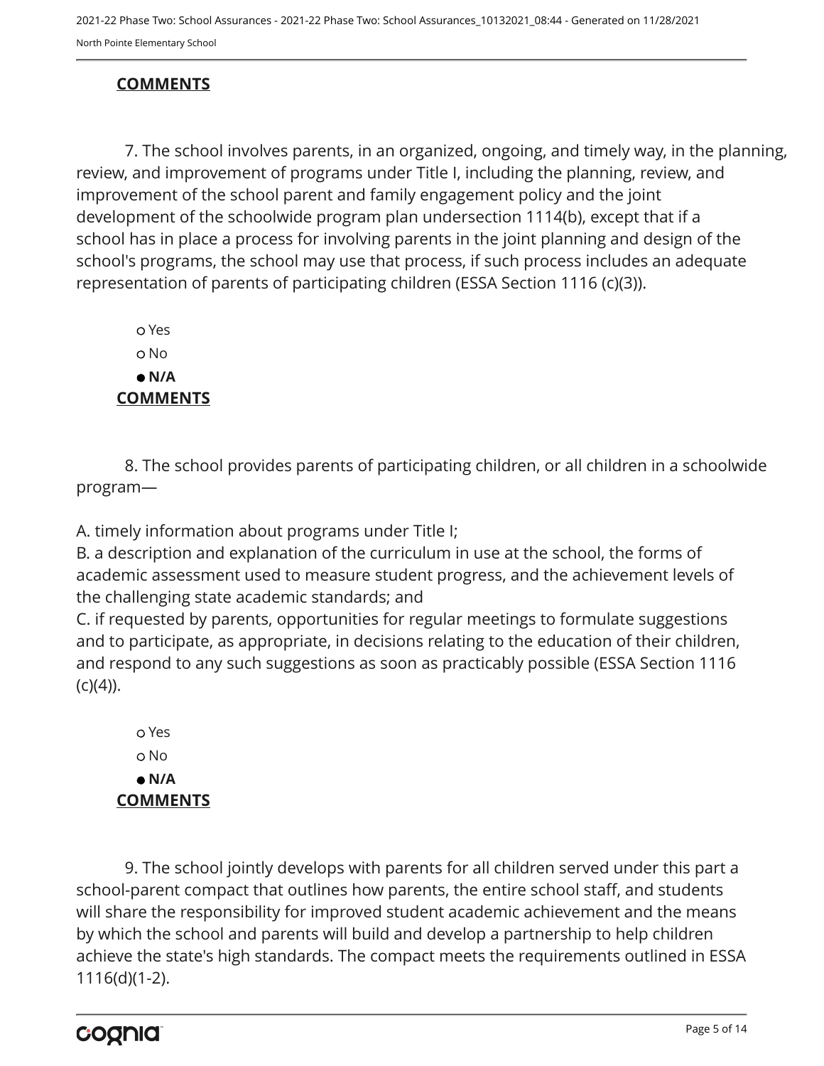**COMMENTS**

7. The school involves parents, in an organized, ongoing, and timely way, in the planning, review, and improvement of programs under Title I, including the planning, review, and improvement of the school parent and family engagement policy and the joint development of the schoolwide program plan undersection 1114(b), except that if a school has in place a process for involving parents in the joint planning and design of the school's programs, the school may use that process, if such process includes an adequate representation of parents of participating children (ESSA Section 1116 (c)(3)).

- ○ Yes
- ○ No
- ● **N/A**

**COMMENTS**

8. The school provides parents of participating children, or all children in a schoolwide program—

A. timely information about programs under Title I;
B. a description and explanation of the curriculum in use at the school, the forms of academic assessment used to measure student progress, and the achievement levels of the challenging state academic standards; and
C. if requested by parents, opportunities for regular meetings to formulate suggestions and to participate, as appropriate, in decisions relating to the education of their children, and respond to any such suggestions as soon as practicably possible (ESSA Section 1116 (c)(4)).

- ○ Yes
- ○ No
- ● **N/A**

**COMMENTS**

9. The school jointly develops with parents for all children served under this part a school-parent compact that outlines how parents, the entire school staff, and students will share the responsibility for improved student academic achievement and the means by which the school and parents will build and develop a partnership to help children achieve the state's high standards. The compact meets the requirements outlined in ESSA 1116(d)(1-2).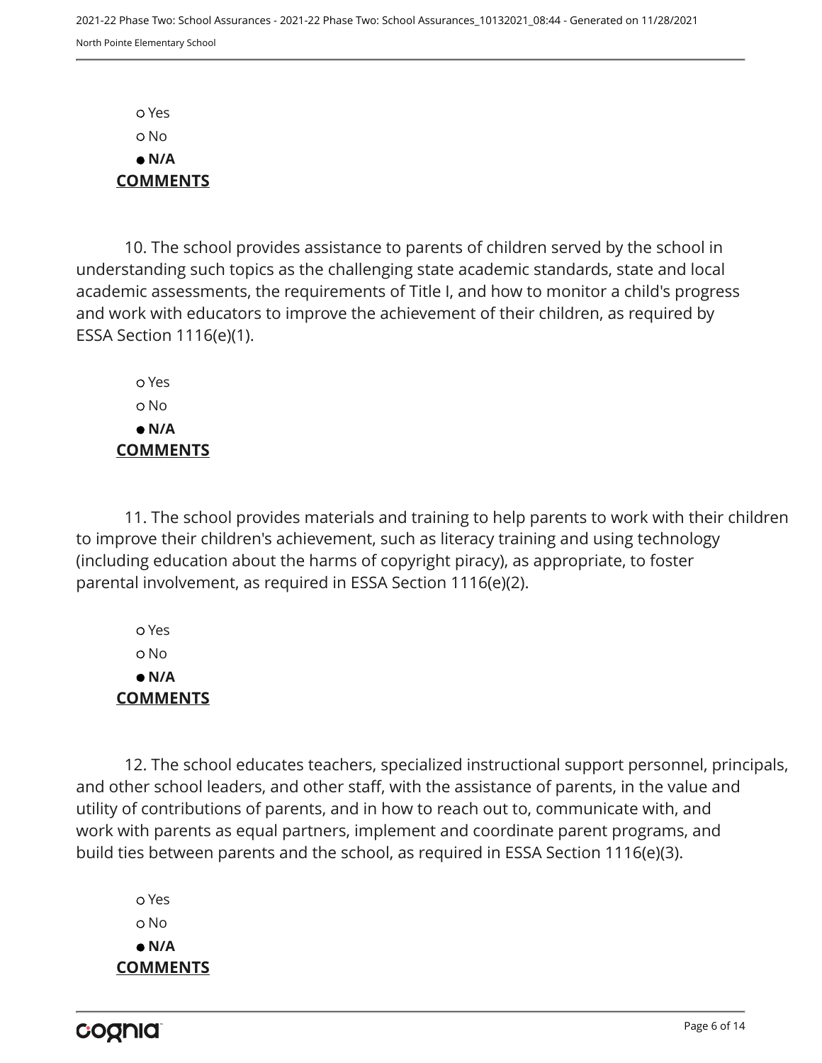- ○ Yes
- ○ No
- ● **N/A**

**COMMENTS**

10. The school provides assistance to parents of children served by the school in understanding such topics as the challenging state academic standards, state and local academic assessments, the requirements of Title I, and how to monitor a child's progress and work with educators to improve the achievement of their children, as required by ESSA Section 1116(e)(1).

- ○ Yes
- ○ No
- ● **N/A**

**COMMENTS**

11. The school provides materials and training to help parents to work with their children to improve their children's achievement, such as literacy training and using technology (including education about the harms of copyright piracy), as appropriate, to foster parental involvement, as required in ESSA Section 1116(e)(2).

- ○ Yes
- ○ No
- ● **N/A**

**COMMENTS**

12. The school educates teachers, specialized instructional support personnel, principals, and other school leaders, and other staff, with the assistance of parents, in the value and utility of contributions of parents, and in how to reach out to, communicate with, and work with parents as equal partners, implement and coordinate parent programs, and build ties between parents and the school, as required in ESSA Section 1116(e)(3).

- ○ Yes
- ○ No
- ● **N/A**

**COMMENTS**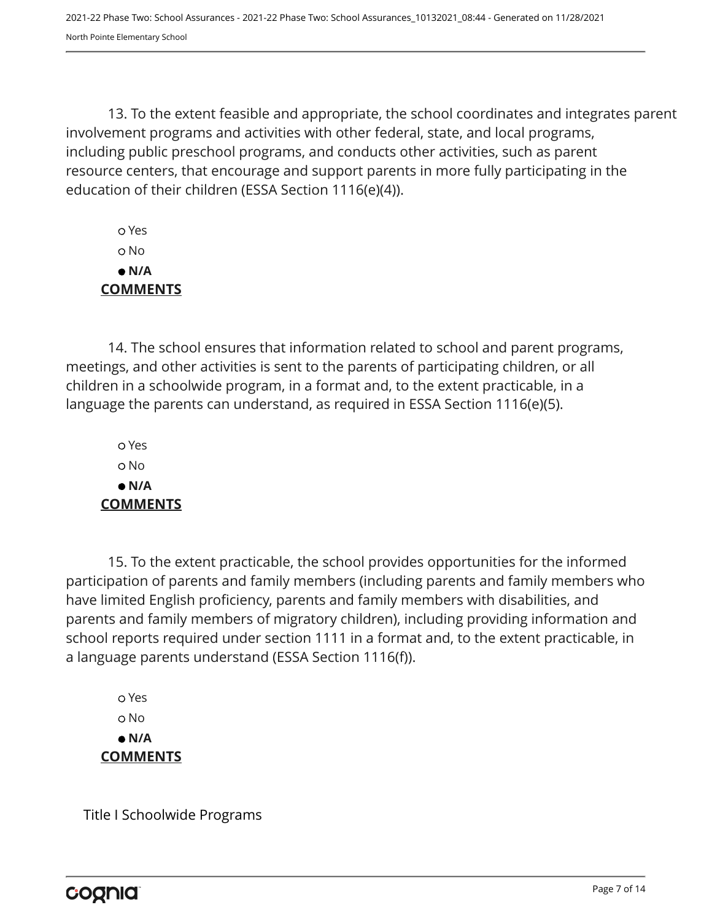13. To the extent feasible and appropriate, the school coordinates and integrates parent involvement programs and activities with other federal, state, and local programs, including public preschool programs, and conducts other activities, such as parent resource centers, that encourage and support parents in more fully participating in the education of their children (ESSA Section 1116(e)(4)).

○ Yes
○ No
● **N/A**

**COMMENTS**

14. The school ensures that information related to school and parent programs, meetings, and other activities is sent to the parents of participating children, or all children in a schoolwide program, in a format and, to the extent practicable, in a language the parents can understand, as required in ESSA Section 1116(e)(5).

○ Yes
○ No
● **N/A**

**COMMENTS**

15. To the extent practicable, the school provides opportunities for the informed participation of parents and family members (including parents and family members who have limited English proficiency, parents and family members with disabilities, and parents and family members of migratory children), including providing information and school reports required under section 1111 in a format and, to the extent practicable, in a language parents understand (ESSA Section 1116(f)).

○ Yes
○ No
● **N/A**

**COMMENTS**

Title I Schoolwide Programs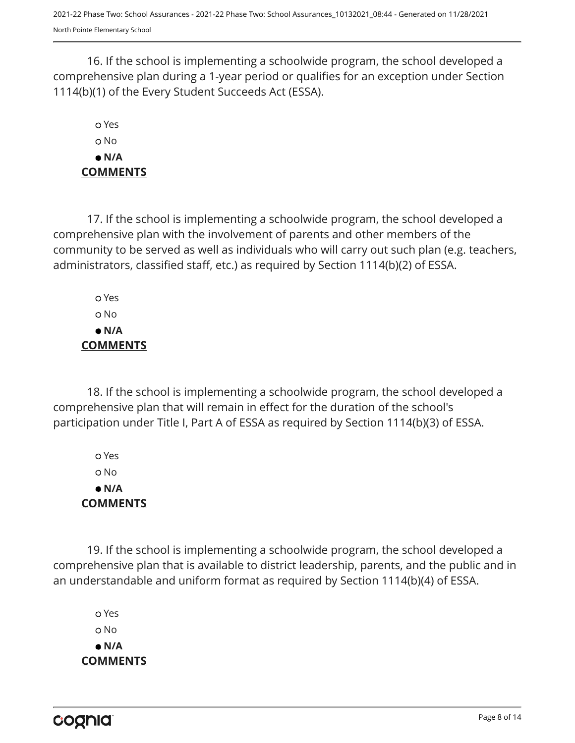16. If the school is implementing a schoolwide program, the school developed a comprehensive plan during a 1-year period or qualifies for an exception under Section 1114(b)(1) of the Every Student Succeeds Act (ESSA).

- ○ Yes
- ○ No
- ● **N/A**

**COMMENTS**

17. If the school is implementing a schoolwide program, the school developed a comprehensive plan with the involvement of parents and other members of the community to be served as well as individuals who will carry out such plan (e.g. teachers, administrators, classified staff, etc.) as required by Section 1114(b)(2) of ESSA.

- ○ Yes
- ○ No
- ● **N/A**

**COMMENTS**

18. If the school is implementing a schoolwide program, the school developed a comprehensive plan that will remain in effect for the duration of the school's participation under Title I, Part A of ESSA as required by Section 1114(b)(3) of ESSA.

- ○ Yes
- ○ No
- ● **N/A**

**COMMENTS**

19. If the school is implementing a schoolwide program, the school developed a comprehensive plan that is available to district leadership, parents, and the public and in an understandable and uniform format as required by Section 1114(b)(4) of ESSA.

- ○ Yes
- ○ No
- ● **N/A**

**COMMENTS**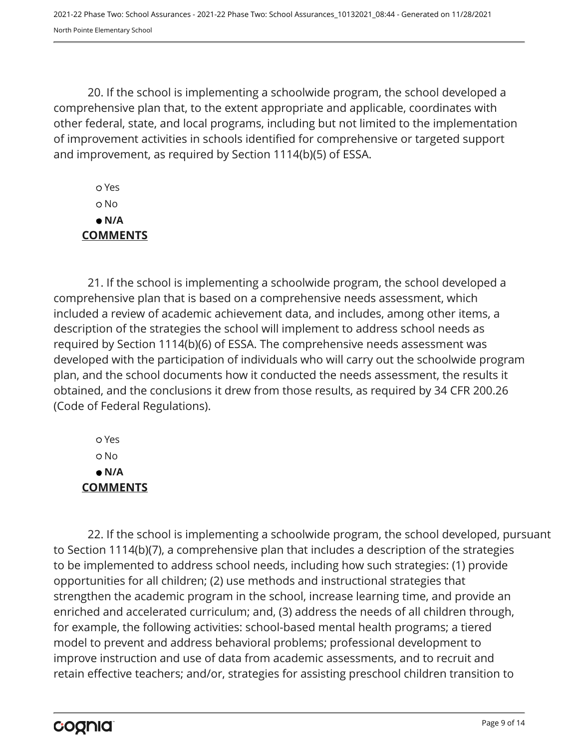20. If the school is implementing a schoolwide program, the school developed a comprehensive plan that, to the extent appropriate and applicable, coordinates with other federal, state, and local programs, including but not limited to the implementation of improvement activities in schools identified for comprehensive or targeted support and improvement, as required by Section 1114(b)(5) of ESSA.

- ○ Yes
- ○ No
- ● **N/A**

**COMMENTS**

21. If the school is implementing a schoolwide program, the school developed a comprehensive plan that is based on a comprehensive needs assessment, which included a review of academic achievement data, and includes, among other items, a description of the strategies the school will implement to address school needs as required by Section 1114(b)(6) of ESSA. The comprehensive needs assessment was developed with the participation of individuals who will carry out the schoolwide program plan, and the school documents how it conducted the needs assessment, the results it obtained, and the conclusions it drew from those results, as required by 34 CFR 200.26 (Code of Federal Regulations).

- ○ Yes
- ○ No
- ● **N/A**

**COMMENTS**

22. If the school is implementing a schoolwide program, the school developed, pursuant to Section 1114(b)(7), a comprehensive plan that includes a description of the strategies to be implemented to address school needs, including how such strategies: (1) provide opportunities for all children; (2) use methods and instructional strategies that strengthen the academic program in the school, increase learning time, and provide an enriched and accelerated curriculum; and, (3) address the needs of all children through, for example, the following activities: school-based mental health programs; a tiered model to prevent and address behavioral problems; professional development to improve instruction and use of data from academic assessments, and to recruit and retain effective teachers; and/or, strategies for assisting preschool children transition to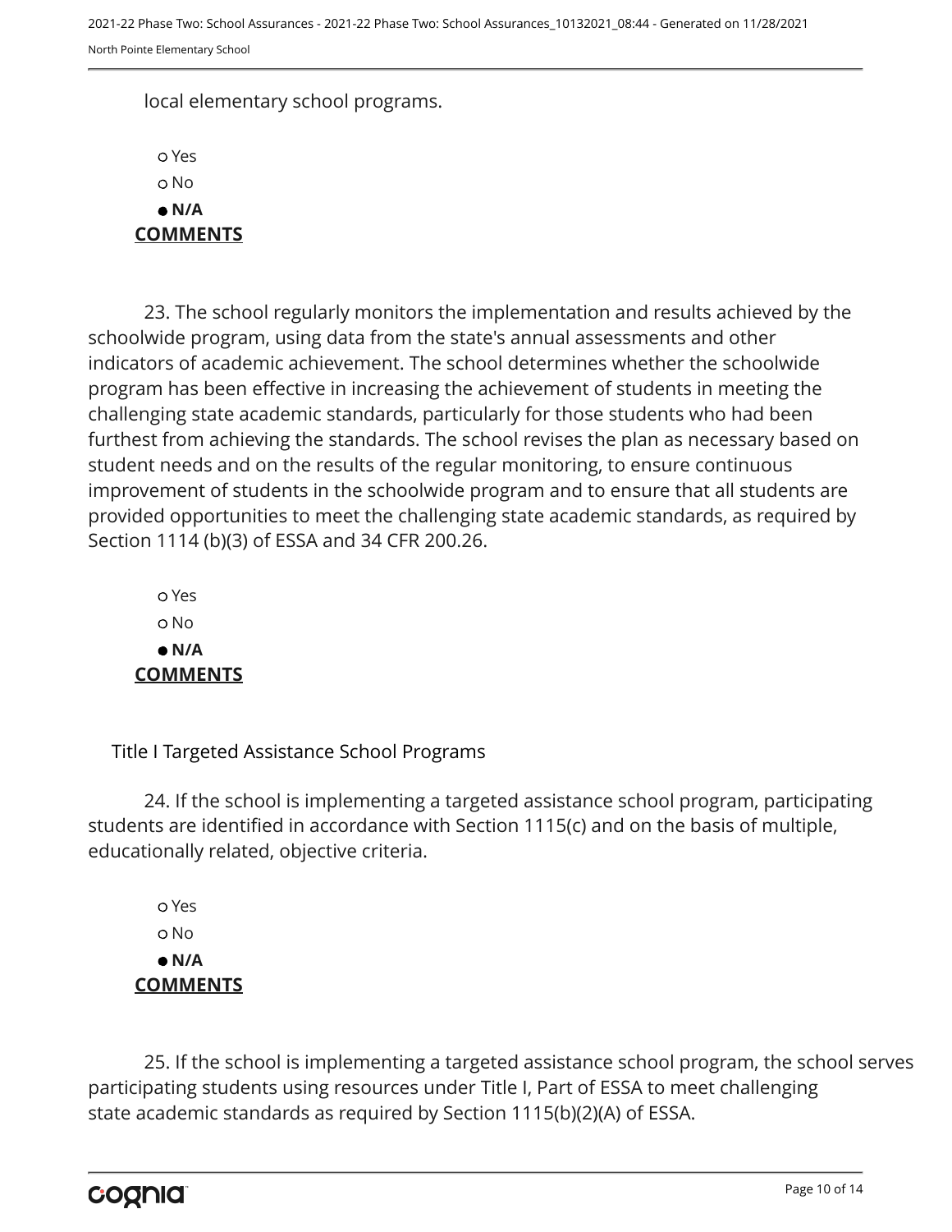local elementary school programs.

- ○ Yes
- ○ No
- ● **N/A**

**COMMENTS**

23. The school regularly monitors the implementation and results achieved by the schoolwide program, using data from the state's annual assessments and other indicators of academic achievement. The school determines whether the schoolwide program has been effective in increasing the achievement of students in meeting the challenging state academic standards, particularly for those students who had been furthest from achieving the standards. The school revises the plan as necessary based on student needs and on the results of the regular monitoring, to ensure continuous improvement of students in the schoolwide program and to ensure that all students are provided opportunities to meet the challenging state academic standards, as required by Section 1114 (b)(3) of ESSA and 34 CFR 200.26.

- ○ Yes
- ○ No
- ● **N/A**

**COMMENTS**

Title I Targeted Assistance School Programs

24. If the school is implementing a targeted assistance school program, participating students are identified in accordance with Section 1115(c) and on the basis of multiple, educationally related, objective criteria.

- ○ Yes
- ○ No
- ● **N/A**

**COMMENTS**

25. If the school is implementing a targeted assistance school program, the school serves participating students using resources under Title I, Part of ESSA to meet challenging state academic standards as required by Section 1115(b)(2)(A) of ESSA.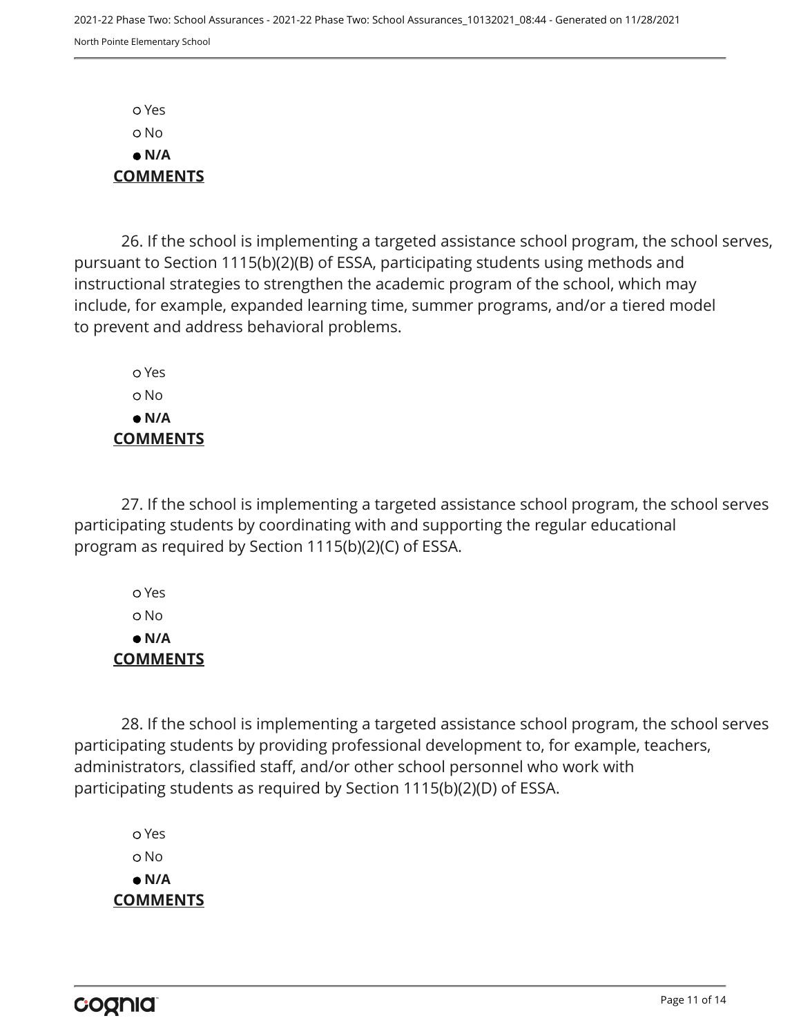- o Yes
- o No
- ● **N/A**

**COMMENTS**

26. If the school is implementing a targeted assistance school program, the school serves, pursuant to Section 1115(b)(2)(B) of ESSA, participating students using methods and instructional strategies to strengthen the academic program of the school, which may include, for example, expanded learning time, summer programs, and/or a tiered model to prevent and address behavioral problems.

- o Yes
- o No
- ● **N/A**

**COMMENTS**

27. If the school is implementing a targeted assistance school program, the school serves participating students by coordinating with and supporting the regular educational program as required by Section 1115(b)(2)(C) of ESSA.

- o Yes
- o No
- ● **N/A**

**COMMENTS**

28. If the school is implementing a targeted assistance school program, the school serves participating students by providing professional development to, for example, teachers, administrators, classified staff, and/or other school personnel who work with participating students as required by Section 1115(b)(2)(D) of ESSA.

- o Yes
- o No
- ● **N/A**

**COMMENTS**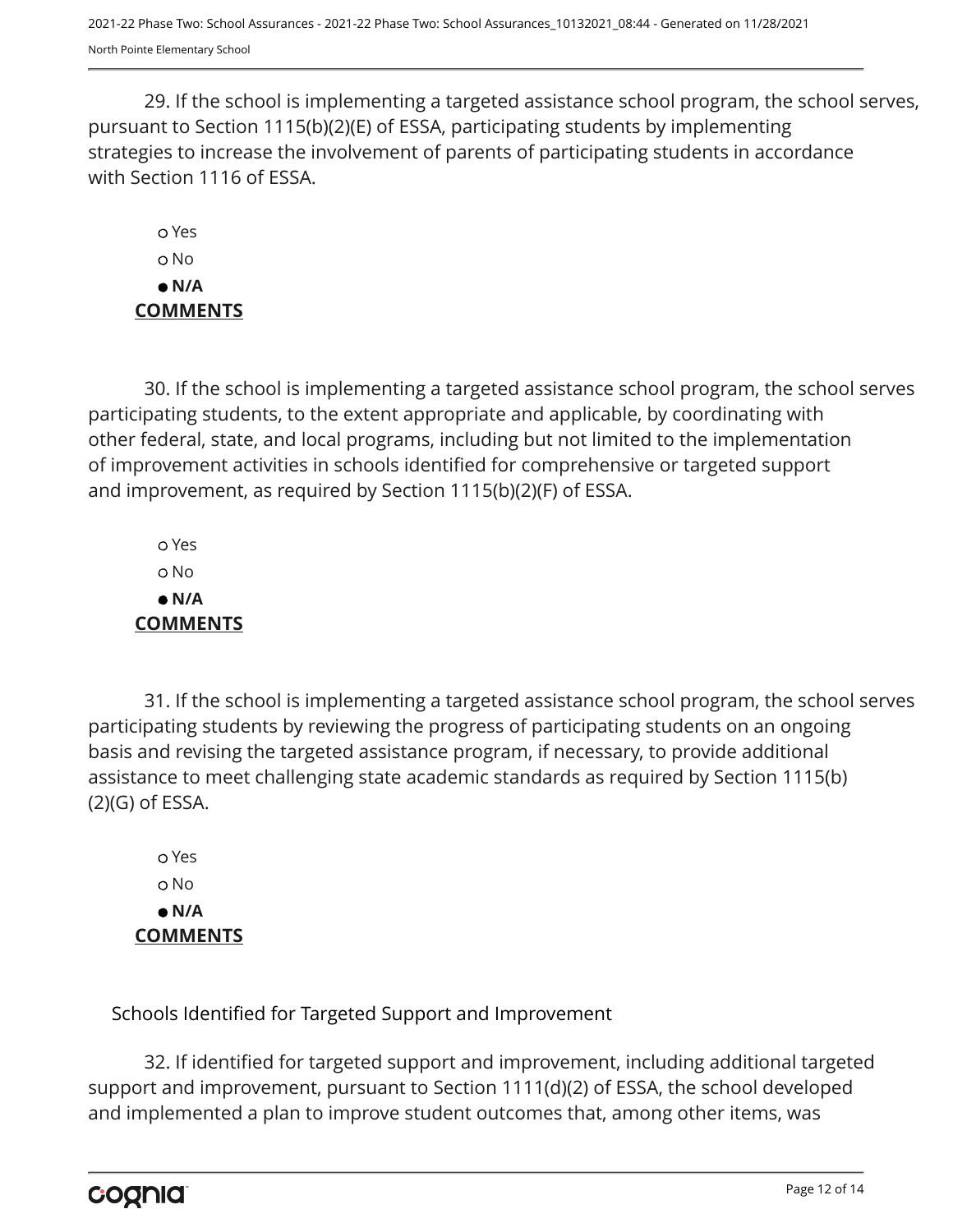29. If the school is implementing a targeted assistance school program, the school serves, pursuant to Section 1115(b)(2)(E) of ESSA, participating students by implementing strategies to increase the involvement of parents of participating students in accordance with Section 1116 of ESSA.

- ○ Yes
- ○ No
- ● **N/A**

**COMMENTS**

30. If the school is implementing a targeted assistance school program, the school serves participating students, to the extent appropriate and applicable, by coordinating with other federal, state, and local programs, including but not limited to the implementation of improvement activities in schools identified for comprehensive or targeted support and improvement, as required by Section 1115(b)(2)(F) of ESSA.

- ○ Yes
- ○ No
- ● **N/A**

**COMMENTS**

31. If the school is implementing a targeted assistance school program, the school serves participating students by reviewing the progress of participating students on an ongoing basis and revising the targeted assistance program, if necessary, to provide additional assistance to meet challenging state academic standards as required by Section 1115(b)(2)(G) of ESSA.

- ○ Yes
- ○ No
- ● **N/A**

**COMMENTS**

Schools Identified for Targeted Support and Improvement

32. If identified for targeted support and improvement, including additional targeted support and improvement, pursuant to Section 1111(d)(2) of ESSA, the school developed and implemented a plan to improve student outcomes that, among other items, was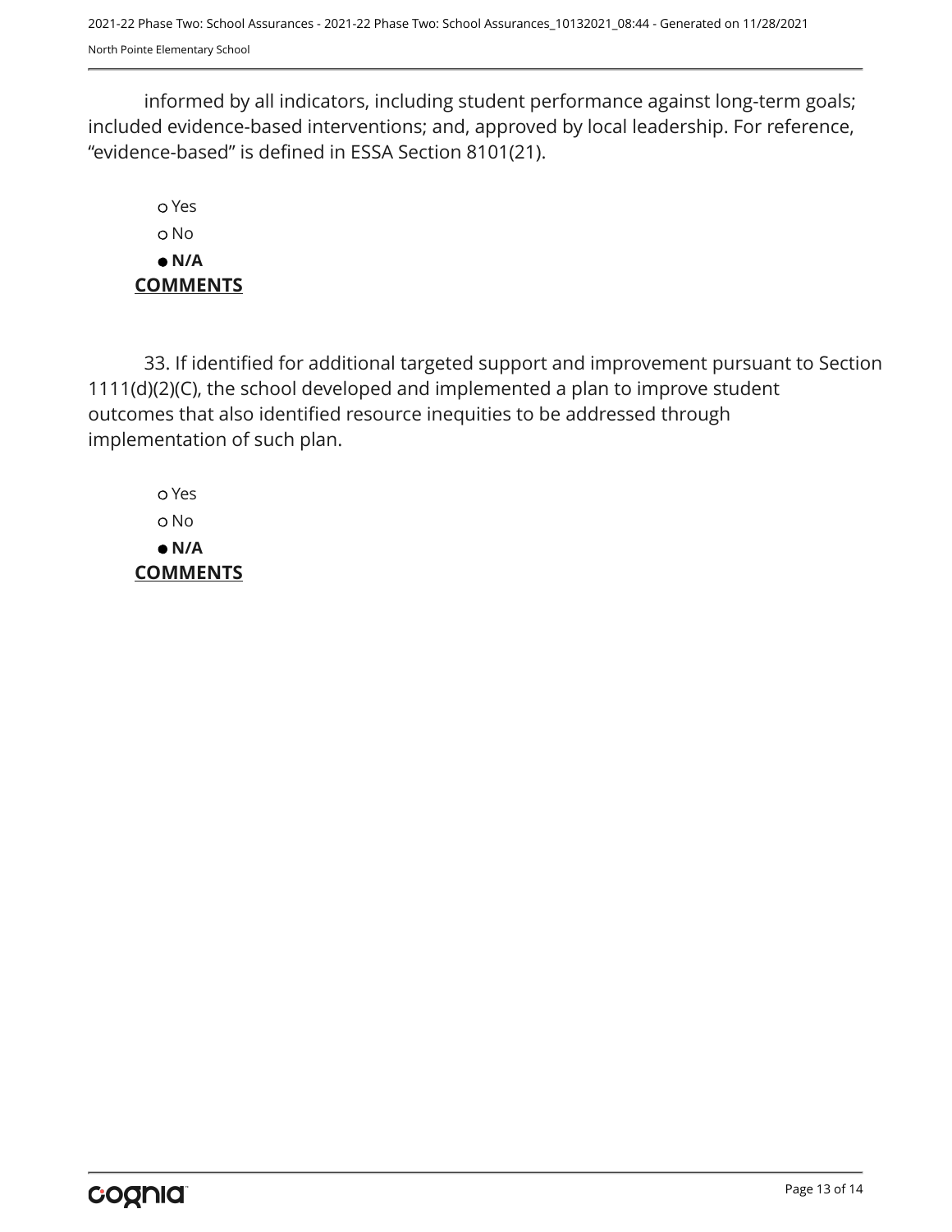informed by all indicators, including student performance against long-term goals; included evidence-based interventions; and, approved by local leadership. For reference, “evidence-based” is defined in ESSA Section 8101(21).

- o Yes
- o No
- ● **N/A**

**COMMENTS**

33. If identified for additional targeted support and improvement pursuant to Section 1111(d)(2)(C), the school developed and implemented a plan to improve student outcomes that also identified resource inequities to be addressed through implementation of such plan.

- o Yes
- o No
- ● **N/A**

**COMMENTS**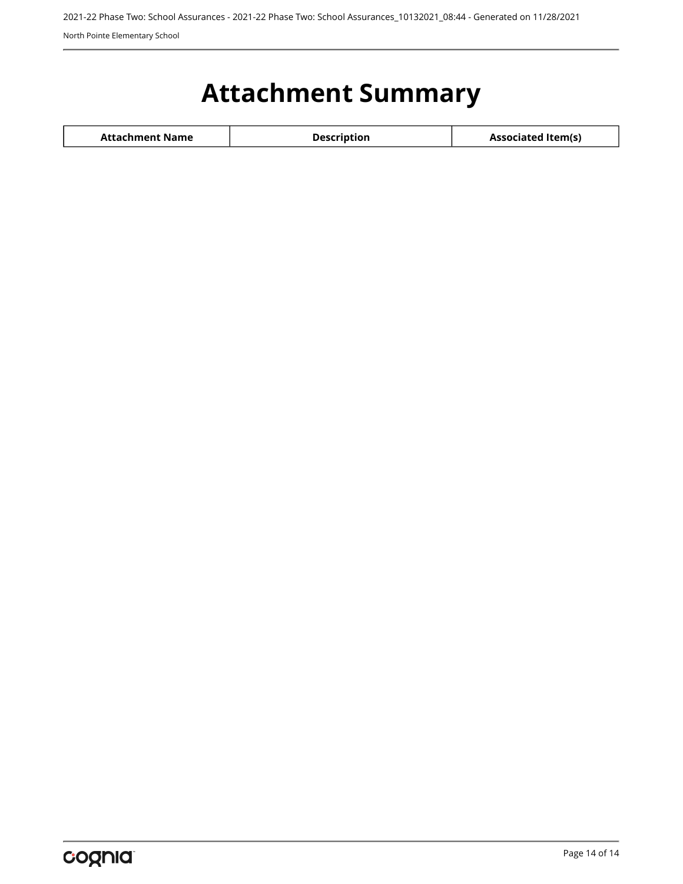# Attachment Summary

| Attachment Name | Description | Associated Item(s) |
| --- | --- | --- |